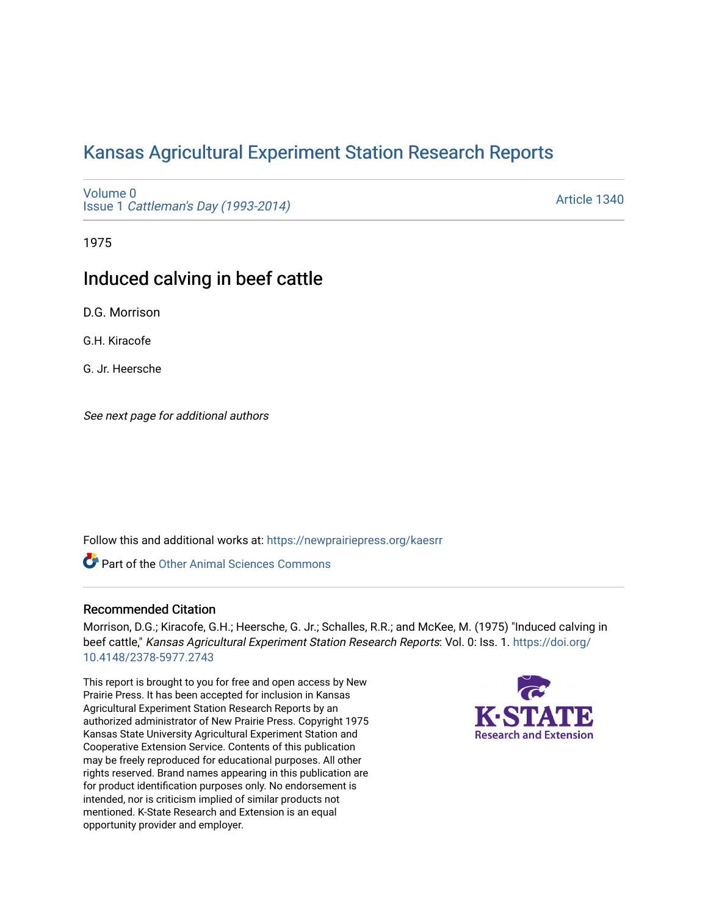# Kansas Agricultural Experiment Station Research Reports

Volume 0
Issue 1 *Cattleman's Day (1993-2014)*

Article 1340

1975

## Induced calving in beef cattle

D.G. Morrison

G.H. Kiracofe

G. Jr. Heersche

*See next page for additional authors*

Follow this and additional works at: https://newprairiepress.org/kaesrr

Part of the Other Animal Sciences Commons

### Recommended Citation

Morrison, D.G.; Kiracofe, G.H.; Heersche, G. Jr.; Schalles, R.R.; and McKee, M. (1975) "Induced calving in beef cattle," *Kansas Agricultural Experiment Station Research Reports*: Vol. 0: Iss. 1. https://doi.org/10.4148/2378-5977.2743

This report is brought to you for free and open access by New Prairie Press. It has been accepted for inclusion in Kansas Agricultural Experiment Station Research Reports by an authorized administrator of New Prairie Press. Copyright 1975 Kansas State University Agricultural Experiment Station and Cooperative Extension Service. Contents of this publication may be freely reproduced for educational purposes. All other rights reserved. Brand names appearing in this publication are for product identification purposes only. No endorsement is intended, nor is criticism implied of similar products not mentioned. K-State Research and Extension is an equal opportunity provider and employer.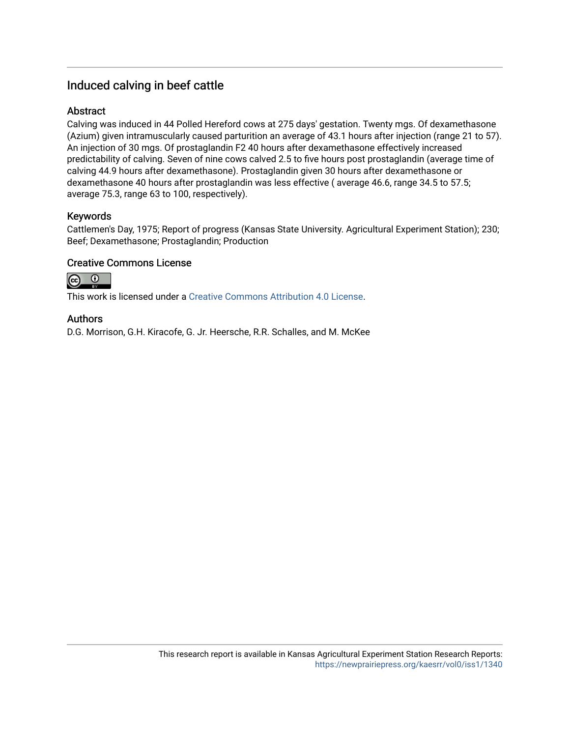## Induced calving in beef cattle

### Abstract

Calving was induced in 44 Polled Hereford cows at 275 days' gestation. Twenty mgs. Of dexamethasone (Azium) given intramuscularly caused parturition an average of 43.1 hours after injection (range 21 to 57). An injection of 30 mgs. Of prostaglandin F2 40 hours after dexamethasone effectively increased predictability of calving. Seven of nine cows calved 2.5 to five hours post prostaglandin (average time of calving 44.9 hours after dexamethasone). Prostaglandin given 30 hours after dexamethasone or dexamethasone 40 hours after prostaglandin was less effective ( average 46.6, range 34.5 to 57.5; average 75.3, range 63 to 100, respectively).

### Keywords

Cattlemen's Day, 1975; Report of progress (Kansas State University. Agricultural Experiment Station); 230; Beef; Dexamethasone; Prostaglandin; Production

### Creative Commons License

This work is licensed under a Creative Commons Attribution 4.0 License.

### Authors

D.G. Morrison, G.H. Kiracofe, G. Jr. Heersche, R.R. Schalles, and M. McKee

This research report is available in Kansas Agricultural Experiment Station Research Reports: https://newprairiepress.org/kaesrr/vol0/iss1/1340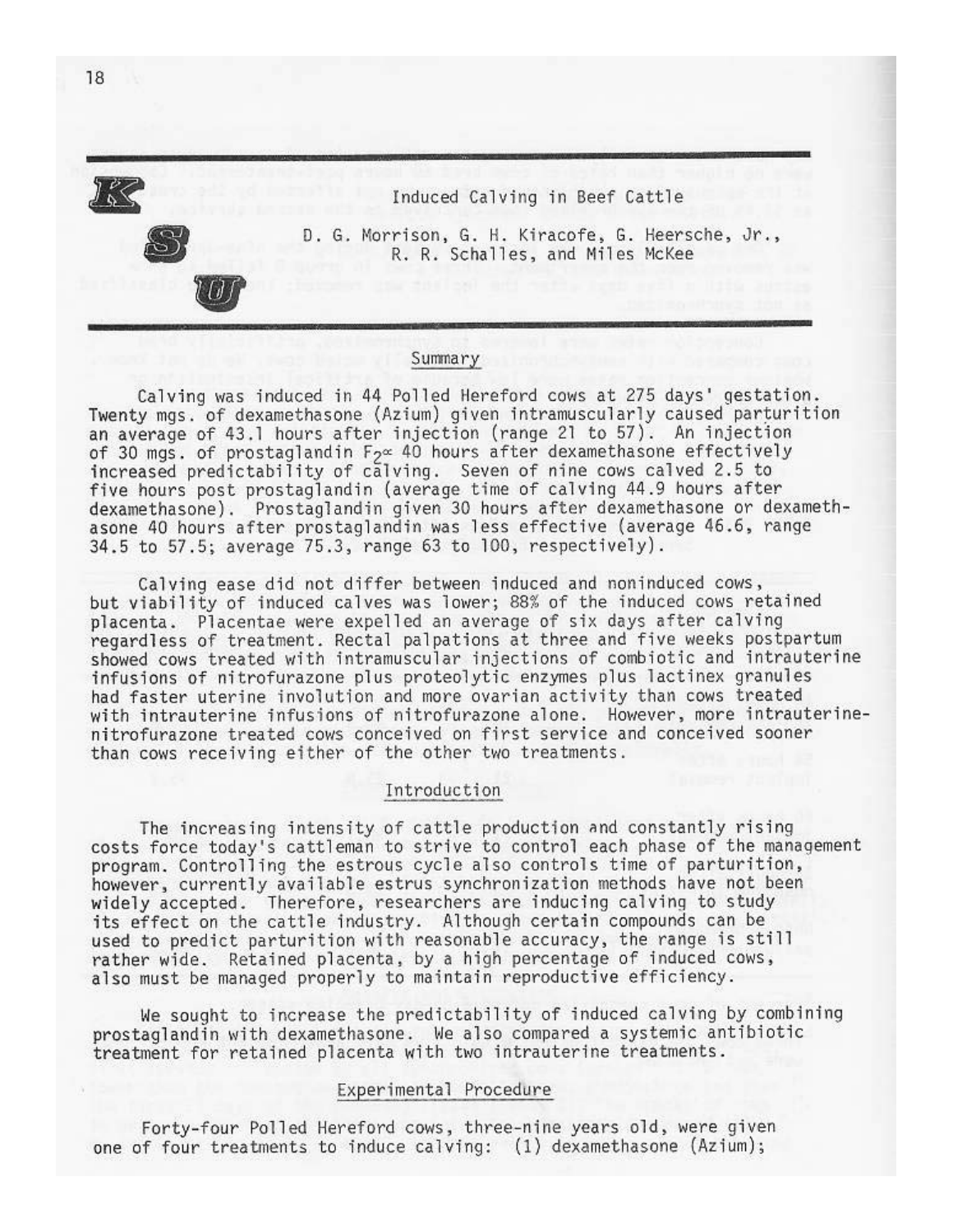# Induced Calving in Beef Cattle

D. G. Morrison, G. H. Kiracofe, G. Heersche, Jr., R. R. Schalles, and Miles McKee

## Summary

Calving was induced in 44 Polled Hereford cows at 275 days' gestation. Twenty mgs. of dexamethasone (Azium) given intramuscularly caused parturition an average of 43.1 hours after injection (range 21 to 57). An injection of 30 mgs. of prostaglandin $F_{2\alpha}$ 40 hours after dexamethasone effectively increased predictability of calving. Seven of nine cows calved 2.5 to five hours post prostaglandin (average time of calving 44.9 hours after dexamethasone). Prostaglandin given 30 hours after dexamethasone or dexamethasone 40 hours after prostaglandin was less effective (average 46.6, range 34.5 to 57.5; average 75.3, range 63 to 100, respectively).

Calving ease did not differ between induced and noninduced cows, but viability of induced calves was lower; 88% of the induced cows retained placenta. Placentae were expelled an average of six days after calving regardless of treatment. Rectal palpations at three and five weeks postpartum showed cows treated with intramuscular injections of combiotic and intrauterine infusions of nitrofurazone plus proteolytic enzymes plus lactinex granules had faster uterine involution and more ovarian activity than cows treated with intrauterine infusions of nitrofurazone alone. However, more intrauterine-nitrofurazone treated cows conceived on first service and conceived sooner than cows receiving either of the other two treatments.

## Introduction

The increasing intensity of cattle production and constantly rising costs force today's cattleman to strive to control each phase of the management program. Controlling the estrous cycle also controls time of parturition, however, currently available estrus synchronization methods have not been widely accepted. Therefore, researchers are inducing calving to study its effect on the cattle industry. Although certain compounds can be used to predict parturition with reasonable accuracy, the range is still rather wide. Retained placenta, by a high percentage of induced cows, also must be managed properly to maintain reproductive efficiency.

We sought to increase the predictability of induced calving by combining prostaglandin with dexamethasone. We also compared a systemic antibiotic treatment for retained placenta with two intrauterine treatments.

## Experimental Procedure

Forty-four Polled Hereford cows, three-nine years old, were given one of four treatments to induce calving: (1) dexamethasone (Azium);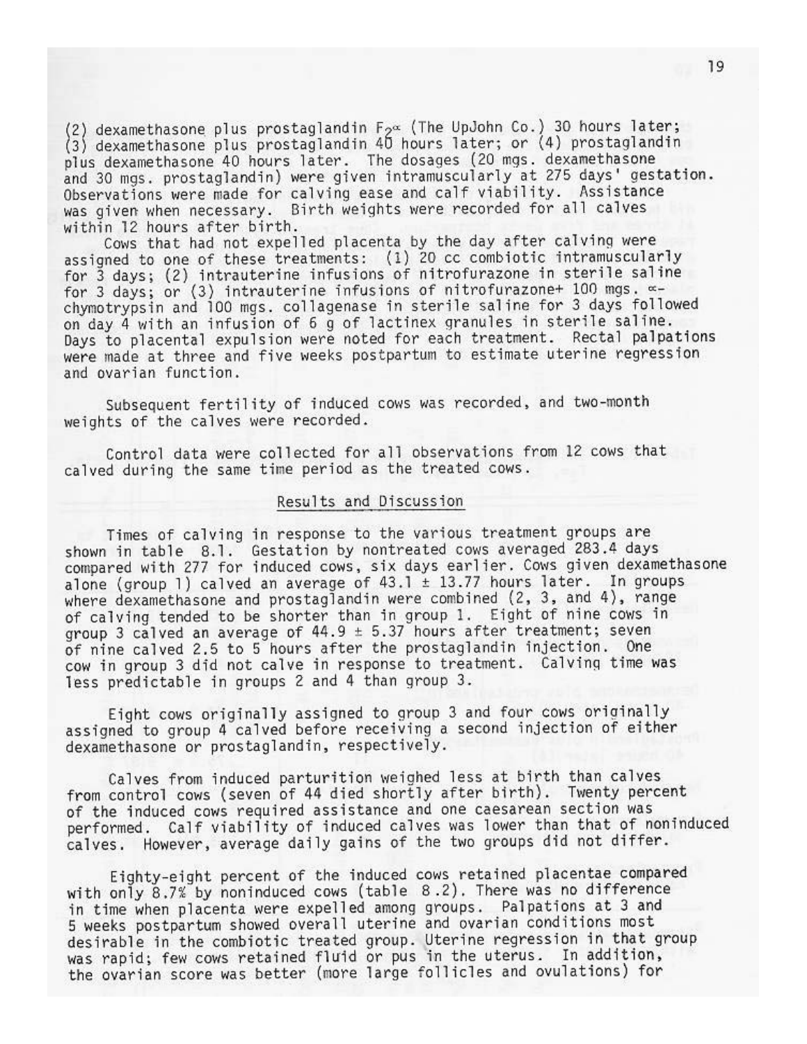(2) dexamethasone plus prostaglandin $F_{2\alpha}$ (The UpJohn Co.) 30 hours later; (3) dexamethasone plus prostaglandin 40 hours later; or (4) prostaglandin plus dexamethasone 40 hours later. The dosages (20 mgs. dexamethasone and 30 mgs. prostaglandin) were given intramuscularly at 275 days' gestation. Observations were made for calving ease and calf viability. Assistance was given when necessary. Birth weights were recorded for all calves within 12 hours after birth.

Cows that had not expelled placenta by the day after calving were assigned to one of these treatments: (1) 20 cc combiotic intramuscularly for 3 days; (2) intrauterine infusions of nitrofurazone in sterile saline for 3 days; or (3) intrauterine infusions of nitrofurazone+ 100 mgs. $\alpha$-chymotrypsin and 100 mgs. collagenase in sterile saline for 3 days followed on day 4 with an infusion of 6 g of lactinex granules in sterile saline. Days to placental expulsion were noted for each treatment. Rectal palpations were made at three and five weeks postpartum to estimate uterine regression and ovarian function.

Subsequent fertility of induced cows was recorded, and two-month weights of the calves were recorded.

Control data were collected for all observations from 12 cows that calved during the same time period as the treated cows.

## Results and Discussion

Times of calving in response to the various treatment groups are shown in table 8.1. Gestation by nontreated cows averaged 283.4 days compared with 277 for induced cows, six days earlier. Cows given dexamethasone alone (group 1) calved an average of 43.1 ± 13.77 hours later. In groups where dexamethasone and prostaglandin were combined (2, 3, and 4), range of calving tended to be shorter than in group 1. Eight of nine cows in group 3 calved an average of 44.9 ± 5.37 hours after treatment; seven of nine calved 2.5 to 5 hours after the prostaglandin injection. One cow in group 3 did not calve in response to treatment. Calving time was less predictable in groups 2 and 4 than group 3.

Eight cows originally assigned to group 3 and four cows originally assigned to group 4 calved before receiving a second injection of either dexamethasone or prostaglandin, respectively.

Calves from induced parturition weighed less at birth than calves from control cows (seven of 44 died shortly after birth). Twenty percent of the induced cows required assistance and one caesarean section was performed. Calf viability of induced calves was lower than that of noninduced calves. However, average daily gains of the two groups did not differ.

Eighty-eight percent of the induced cows retained placentae compared with only 8.7% by noninduced cows (table 8.2). There was no difference in time when placenta were expelled among groups. Palpations at 3 and 5 weeks postpartum showed overall uterine and ovarian conditions most desirable in the combiotic treated group. Uterine regression in that group was rapid; few cows retained fluid or pus in the uterus. In addition, the ovarian score was better (more large follicles and ovulations) for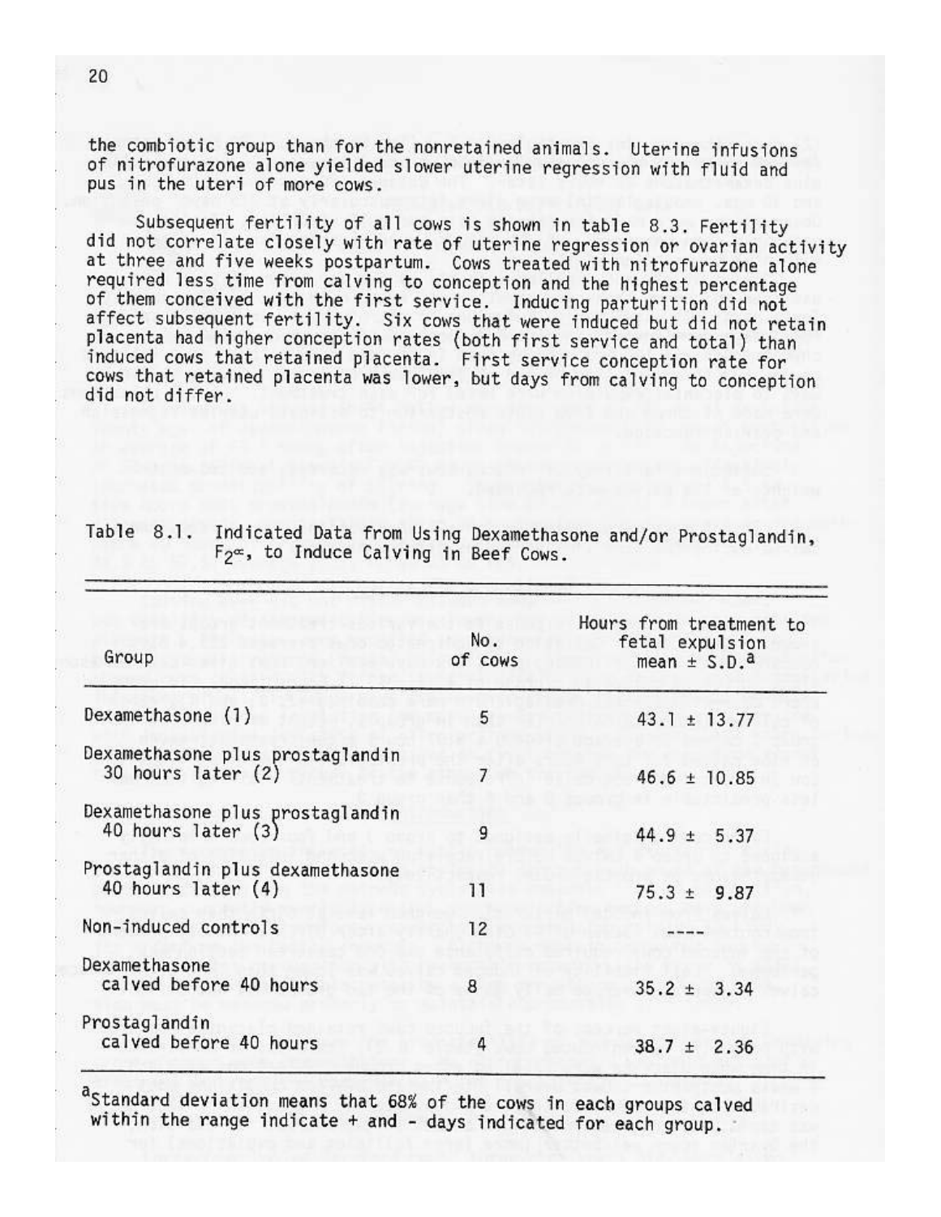the combiotic group than for the nonretained animals. Uterine infusions of nitrofurazone alone yielded slower uterine regression with fluid and pus in the uteri of more cows.

Subsequent fertility of all cows is shown in table 8.3. Fertility did not correlate closely with rate of uterine regression or ovarian activity at three and five weeks postpartum. Cows treated with nitrofurazone alone required less time from calving to conception and the highest percentage of them conceived with the first service. Inducing parturition did not affect subsequent fertility. Six cows that were induced but did not retain placenta had higher conception rates (both first service and total) than induced cows that retained placenta. First service conception rate for cows that retained placenta was lower, but days from calving to conception did not differ.

Table 8.1. Indicated Data from Using Dexamethasone and/or Prostaglandin, $F_{2\alpha}$, to Induce Calving in Beef Cows.

| Group | No. of cows | Hours from treatment to fetal expulsion mean ± S.D.[a] |
|---|---|---|
| Dexamethasone (1) | 5 | 43.1 ± 13.77 |
| Dexamethasone plus prostaglandin 30 hours later (2) | 7 | 46.6 ± 10.85 |
| Dexamethasone plus prostaglandin 40 hours later (3) | 9 | 44.9 ± 5.37 |
| Prostaglandin plus dexamethasone 40 hours later (4) | 11 | 75.3 ± 9.87 |
| Non-induced controls | 12 | ---- |
| Dexamethasone calved before 40 hours | 8 | 35.2 ± 3.34 |
| Prostaglandin calved before 40 hours | 4 | 38.7 ± 2.36 |

[a]Standard deviation means that 68% of the cows in each groups calved within the range indicate + and - days indicated for each group.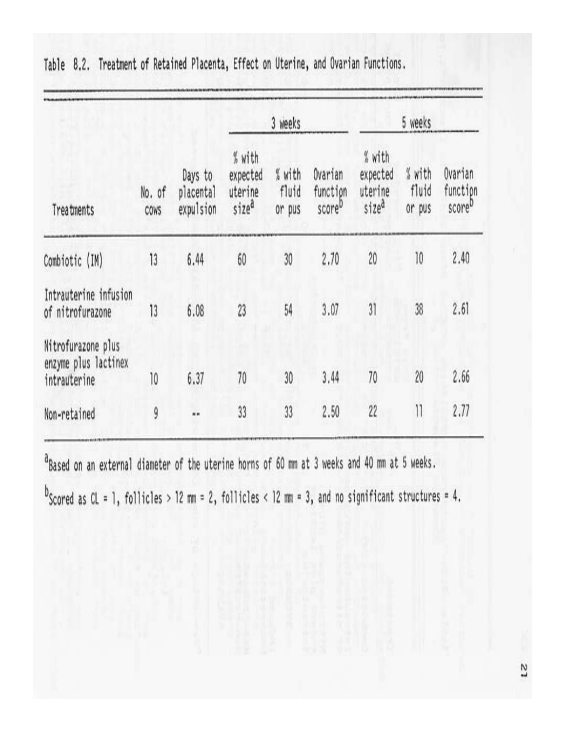Table 8.2. Treatment of Retained Placenta, Effect on Uterine, and Ovarian Functions.

| Treatments | No. of cows | Days to placental expulsion | 3 weeks: % with expected uterine size[a] | 3 weeks: % with fluid or pus | 3 weeks: Ovarian function score[b] | 5 weeks: % with expected uterine size[a] | 5 weeks: % with fluid or pus | 5 weeks: Ovarian function score[b] |
|---|---|---|---|---|---|---|---|---|
| Combiotic (IM) | 13 | 6.44 | 60 | 30 | 2.70 | 20 | 10 | 2.40 |
| Intrauterine infusion of nitrofurazone | 13 | 6.08 | 23 | 54 | 3.07 | 31 | 38 | 2.61 |
| Nitrofurazone plus enzyme plus lactinex intrauterine | 10 | 6.37 | 70 | 30 | 3.44 | 70 | 20 | 2.66 |
| Non-retained | 9 | -- | 33 | 33 | 2.50 | 22 | 11 | 2.77 |

[a]Based on an external diameter of the uterine horns of 60 mm at 3 weeks and 40 mm at 5 weeks.

[b]Scored as CL = 1, follicles > 12 mm = 2, follicles < 12 mm = 3, and no significant structures = 4.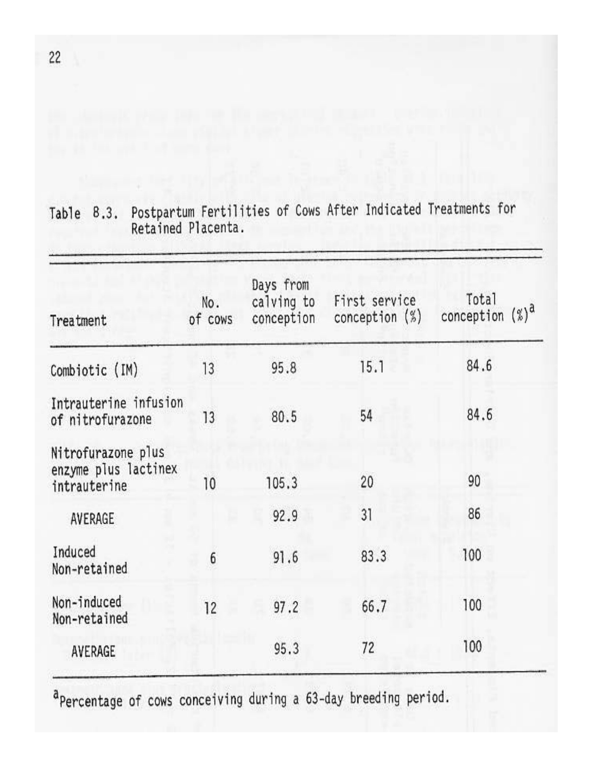Table 8.3. Postpartum Fertilities of Cows After Indicated Treatments for Retained Placenta.

| Treatment | No. of cows | Days from calving to conception | First service conception (%) | Total conception (%)[a] |
|---|---|---|---|---|
| Combiotic (IM) | 13 | 95.8 | 15.1 | 84.6 |
| Intrauterine infusion of nitrofurazone | 13 | 80.5 | 54 | 84.6 |
| Nitrofurazone plus enzyme plus lactinex intrauterine | 10 | 105.3 | 20 | 90 |
| AVERAGE | | 92.9 | 31 | 86 |
| Induced Non-retained | 6 | 91.6 | 83.3 | 100 |
| Non-induced Non-retained | 12 | 97.2 | 66.7 | 100 |
| AVERAGE | | 95.3 | 72 | 100 |

[a]Percentage of cows conceiving during a 63-day breeding period.